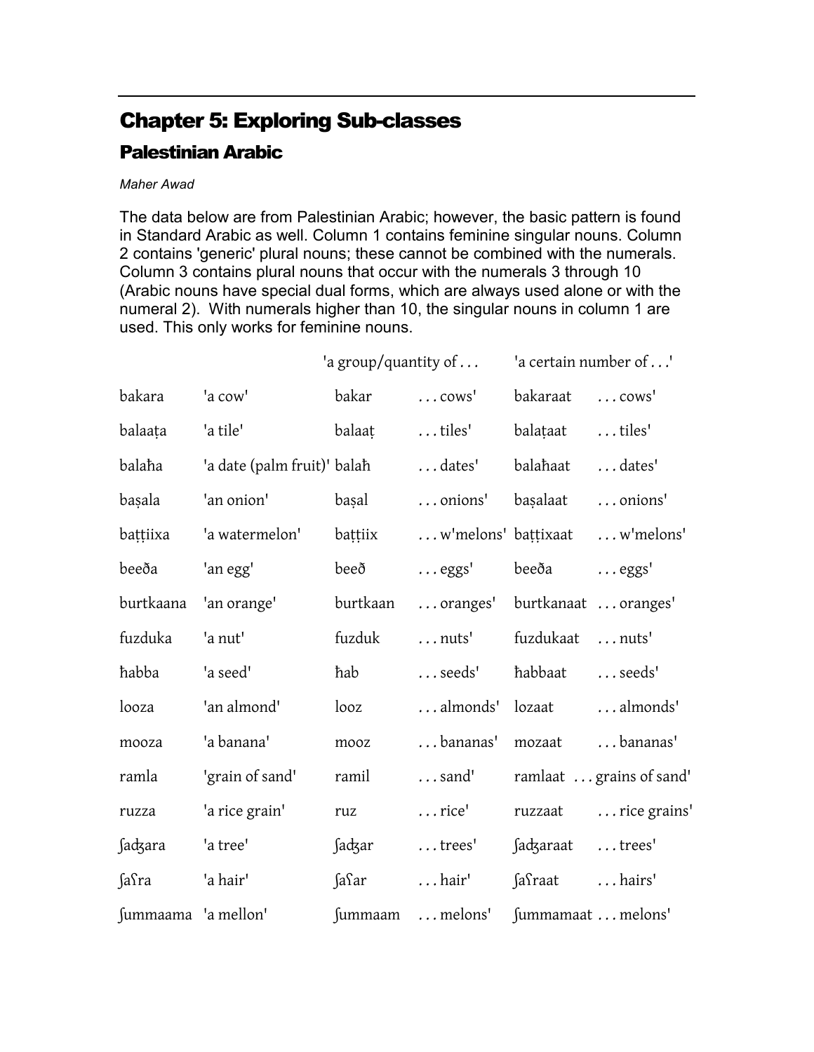# Chapter 5: Exploring Sub-classes

## Palestinian Arabic

*Maher Awad*

The data below are from Palestinian Arabic; however, the basic pattern is found in Standard Arabic as well. Column 1 contains feminine singular nouns. Column 2 contains 'generic' plural nouns; these cannot be combined with the numerals. Column 3 contains plural nouns that occur with the numerals 3 through 10 (Arabic nouns have special dual forms, which are always used alone or with the numeral 2). With numerals higher than 10, the singular nouns in column 1 are used. This only works for feminine nouns.

| | | 'a group/quantity of . . . | | 'a certain number of . . .' | |
|---|---|---|---|---|---|
| bakara | 'a cow' | bakar | . . . cows' | bakaraat | . . . cows' |
| balaaṭa | 'a tile' | balaaṭ | . . . tiles' | balaṭaat | . . . tiles' |
| balaħa | 'a date (palm fruit)' | balaħ | . . . dates' | balaħaat | . . . dates' |
| baṣala | 'an onion' | baṣal | . . . onions' | baṣalaat | . . . onions' |
| baṭṭiixa | 'a watermelon' | baṭṭiix | . . . w'melons' | baṭṭixaat | . . . w'melons' |
| beeða | 'an egg' | beeð | . . . eggs' | beeða | . . . eggs' |
| burtkaana | 'an orange' | burtkaan | . . . oranges' | burtkanaat | . . . oranges' |
| fuzduka | 'a nut' | fuzduk | . . . nuts' | fuzdukaat | . . . nuts' |
| ħabba | 'a seed' | ħab | . . . seeds' | ħabbaat | . . . seeds' |
| looza | 'an almond' | looz | . . . almonds' | lozaat | . . . almonds' |
| mooza | 'a banana' | mooz | . . . bananas' | mozaat | . . . bananas' |
| ramla | 'grain of sand' | ramil | . . . sand' | ramlaat | . . . grains of sand' |
| ruzza | 'a rice grain' | ruz | . . . rice' | ruzzaat | . . . rice grains' |
| ʃadʒara | 'a tree' | ʃadʒar | . . . trees' | ʃadʒaraat | . . . trees' |
| ʃaʕra | 'a hair' | ʃaʕar | . . . hair' | ʃaʕraat | . . . hairs' |
| ʃummaama | 'a mellon' | ʃummaam | . . . melons' | ʃummamaat | . . . melons' |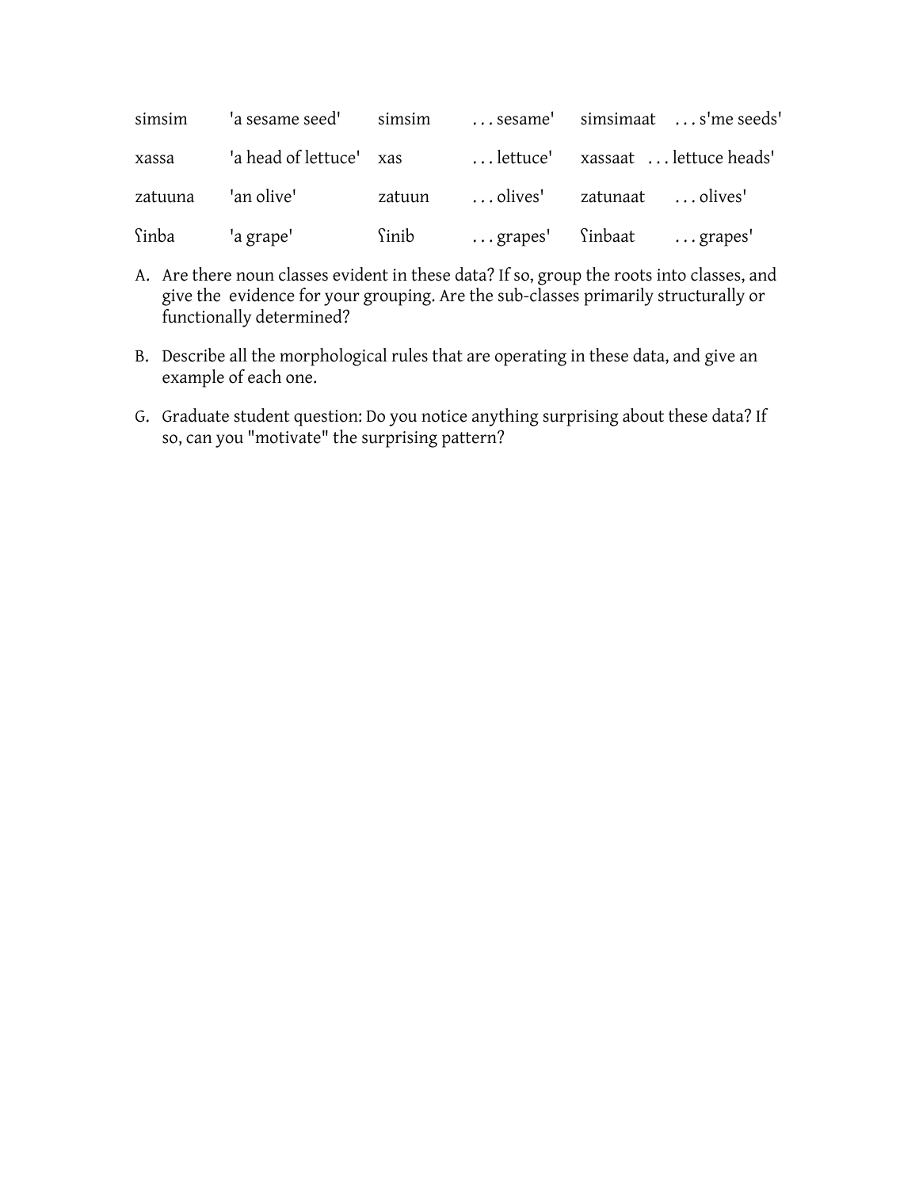| | | | | | |
|---|---|---|---|---|---|
| simsim | 'a sesame seed' | simsim | . . . sesame' | simsimaat | . . . s'me seeds' |
| xassa | 'a head of lettuce' | xas | . . . lettuce' | xassaat | . . . lettuce heads' |
| zatuuna | 'an olive' | zatuun | . . . olives' | zatunaat | . . . olives' |
| ʕinba | 'a grape' | ʕinib | . . . grapes' | ʕinbaat | . . . grapes' |

A. Are there noun classes evident in these data? If so, group the roots into classes, and give the evidence for your grouping. Are the sub-classes primarily structurally or functionally determined?

B. Describe all the morphological rules that are operating in these data, and give an example of each one.

G. Graduate student question: Do you notice anything surprising about these data? If so, can you "motivate" the surprising pattern?